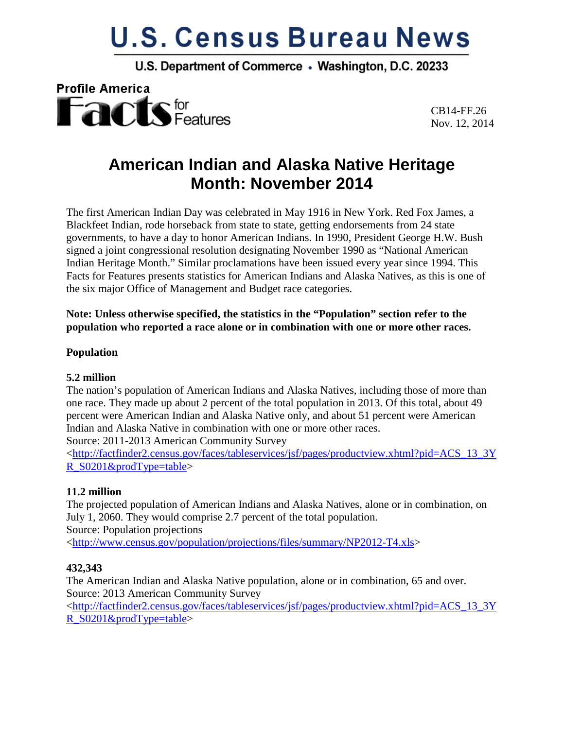# U.S. Census Bureau News

U.S. Department of Commerce • Washington, D.C. 20233

Profile America Facts for Features

CB14-FF.26
Nov. 12, 2014

## American Indian and Alaska Native Heritage Month: November 2014

The first American Indian Day was celebrated in May 1916 in New York. Red Fox James, a Blackfeet Indian, rode horseback from state to state, getting endorsements from 24 state governments, to have a day to honor American Indians. In 1990, President George H.W. Bush signed a joint congressional resolution designating November 1990 as "National American Indian Heritage Month." Similar proclamations have been issued every year since 1994. This Facts for Features presents statistics for American Indians and Alaska Natives, as this is one of the six major Office of Management and Budget race categories.

**Note: Unless otherwise specified, the statistics in the "Population" section refer to the population who reported a race alone or in combination with one or more other races.**

**Population**

**5.2 million**
The nation's population of American Indians and Alaska Natives, including those of more than one race. They made up about 2 percent of the total population in 2013. Of this total, about 49 percent were American Indian and Alaska Native only, and about 51 percent were American Indian and Alaska Native in combination with one or more other races.
Source: 2011-2013 American Community Survey
<http://factfinder2.census.gov/faces/tableservices/jsf/pages/productview.xhtml?pid=ACS_13_3YR_S0201&prodType=table>

**11.2 million**
The projected population of American Indians and Alaska Natives, alone or in combination, on July 1, 2060. They would comprise 2.7 percent of the total population.
Source: Population projections
<http://www.census.gov/population/projections/files/summary/NP2012-T4.xls>

**432,343**
The American Indian and Alaska Native population, alone or in combination, 65 and over.
Source: 2013 American Community Survey
<http://factfinder2.census.gov/faces/tableservices/jsf/pages/productview.xhtml?pid=ACS_13_3YR_S0201&prodType=table>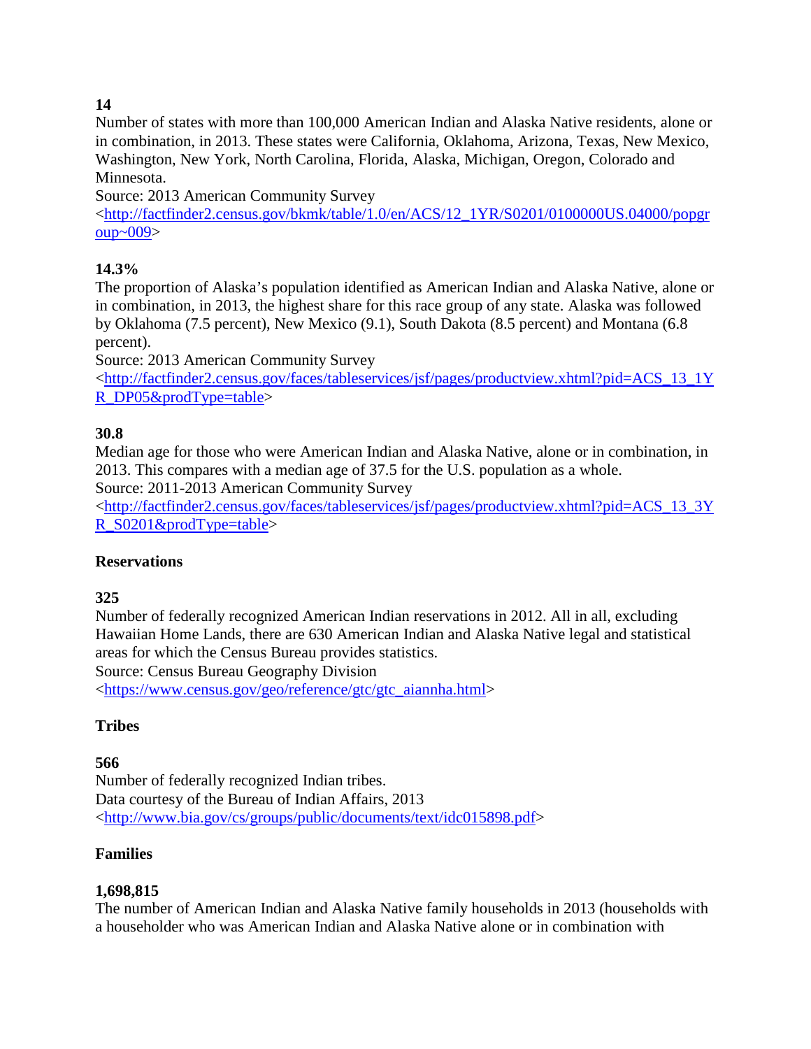**14**
Number of states with more than 100,000 American Indian and Alaska Native residents, alone or in combination, in 2013. These states were California, Oklahoma, Arizona, Texas, New Mexico, Washington, New York, North Carolina, Florida, Alaska, Michigan, Oregon, Colorado and Minnesota.
Source: 2013 American Community Survey
<http://factfinder2.census.gov/bkmk/table/1.0/en/ACS/12_1YR/S0201/0100000US.04000/popgroup~009>

**14.3%**
The proportion of Alaska's population identified as American Indian and Alaska Native, alone or in combination, in 2013, the highest share for this race group of any state. Alaska was followed by Oklahoma (7.5 percent), New Mexico (9.1), South Dakota (8.5 percent) and Montana (6.8 percent).
Source: 2013 American Community Survey
<http://factfinder2.census.gov/faces/tableservices/jsf/pages/productview.xhtml?pid=ACS_13_1YR_DP05&prodType=table>

**30.8**
Median age for those who were American Indian and Alaska Native, alone or in combination, in 2013. This compares with a median age of 37.5 for the U.S. population as a whole.
Source: 2011-2013 American Community Survey
<http://factfinder2.census.gov/faces/tableservices/jsf/pages/productview.xhtml?pid=ACS_13_3YR_S0201&prodType=table>

**Reservations**

**325**
Number of federally recognized American Indian reservations in 2012. All in all, excluding Hawaiian Home Lands, there are 630 American Indian and Alaska Native legal and statistical areas for which the Census Bureau provides statistics.
Source: Census Bureau Geography Division
<https://www.census.gov/geo/reference/gtc/gtc_aiannha.html>

**Tribes**

**566**
Number of federally recognized Indian tribes.
Data courtesy of the Bureau of Indian Affairs, 2013
<http://www.bia.gov/cs/groups/public/documents/text/idc015898.pdf>

**Families**

**1,698,815**
The number of American Indian and Alaska Native family households in 2013 (households with a householder who was American Indian and Alaska Native alone or in combination with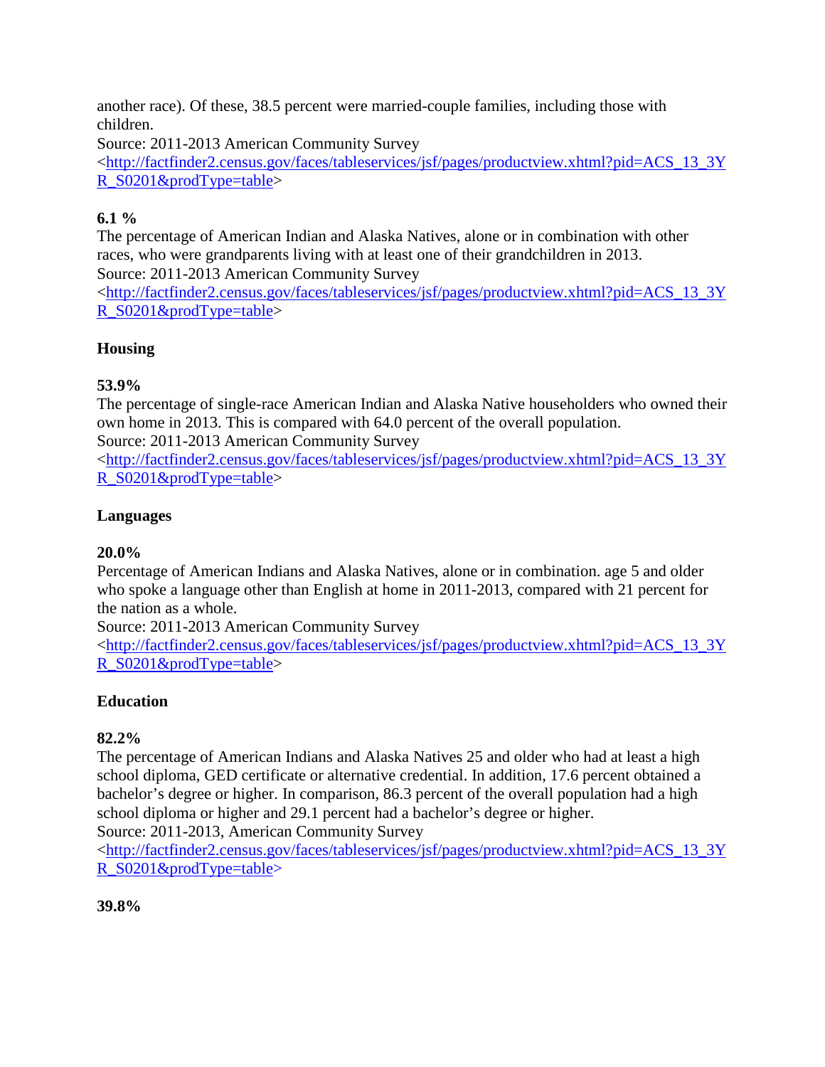another race). Of these, 38.5 percent were married-couple families, including those with children.
Source: 2011-2013 American Community Survey
<http://factfinder2.census.gov/faces/tableservices/jsf/pages/productview.xhtml?pid=ACS_13_3YR_S0201&prodType=table>

**6.1 %**
The percentage of American Indian and Alaska Natives, alone or in combination with other races, who were grandparents living with at least one of their grandchildren in 2013.
Source: 2011-2013 American Community Survey
<http://factfinder2.census.gov/faces/tableservices/jsf/pages/productview.xhtml?pid=ACS_13_3YR_S0201&prodType=table>

**Housing**

**53.9%**
The percentage of single-race American Indian and Alaska Native householders who owned their own home in 2013. This is compared with 64.0 percent of the overall population.
Source: 2011-2013 American Community Survey
<http://factfinder2.census.gov/faces/tableservices/jsf/pages/productview.xhtml?pid=ACS_13_3YR_S0201&prodType=table>

**Languages**

**20.0%**
Percentage of American Indians and Alaska Natives, alone or in combination. age 5 and older who spoke a language other than English at home in 2011-2013, compared with 21 percent for the nation as a whole.
Source: 2011-2013 American Community Survey
<http://factfinder2.census.gov/faces/tableservices/jsf/pages/productview.xhtml?pid=ACS_13_3YR_S0201&prodType=table>

**Education**

**82.2%**
The percentage of American Indians and Alaska Natives 25 and older who had at least a high school diploma, GED certificate or alternative credential. In addition, 17.6 percent obtained a bachelor's degree or higher. In comparison, 86.3 percent of the overall population had a high school diploma or higher and 29.1 percent had a bachelor's degree or higher.
Source: 2011-2013, American Community Survey
<http://factfinder2.census.gov/faces/tableservices/jsf/pages/productview.xhtml?pid=ACS_13_3YR_S0201&prodType=table>

**39.8%**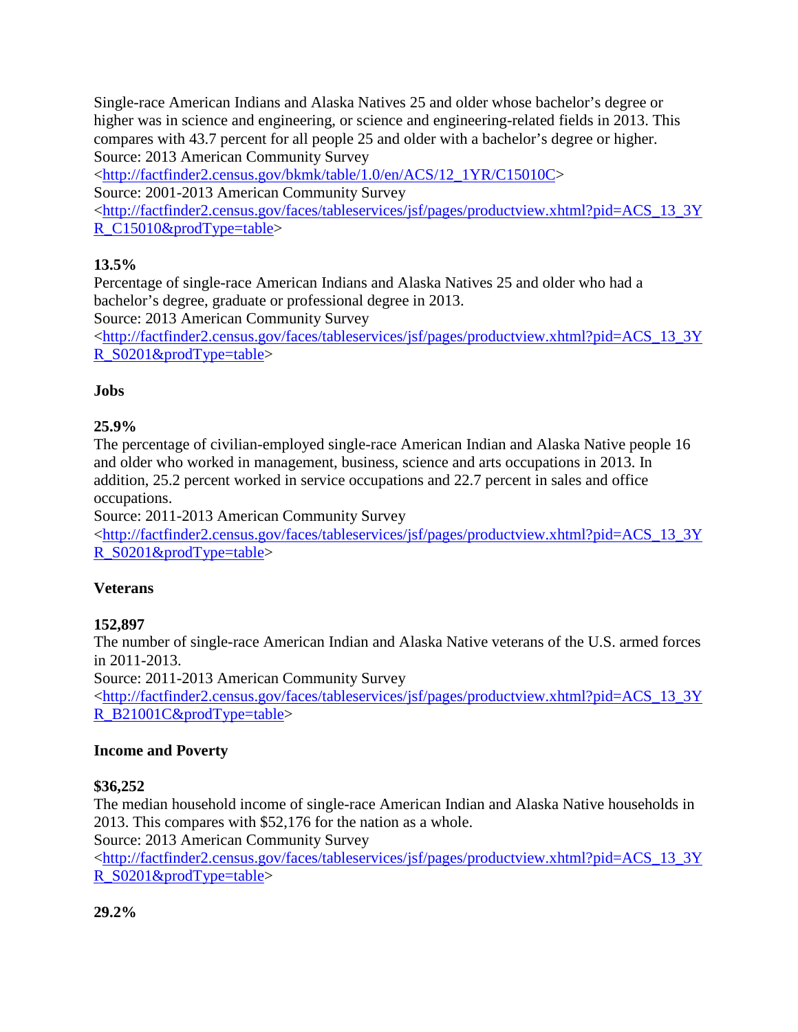Single-race American Indians and Alaska Natives 25 and older whose bachelor's degree or higher was in science and engineering, or science and engineering-related fields in 2013. This compares with 43.7 percent for all people 25 and older with a bachelor's degree or higher.
Source: 2013 American Community Survey
<http://factfinder2.census.gov/bkmk/table/1.0/en/ACS/12_1YR/C15010C>
Source: 2001-2013 American Community Survey
<http://factfinder2.census.gov/faces/tableservices/jsf/pages/productview.xhtml?pid=ACS_13_3YR_C15010&prodType=table>

**13.5%**
Percentage of single-race American Indians and Alaska Natives 25 and older who had a bachelor's degree, graduate or professional degree in 2013.
Source: 2013 American Community Survey
<http://factfinder2.census.gov/faces/tableservices/jsf/pages/productview.xhtml?pid=ACS_13_3YR_S0201&prodType=table>

**Jobs**

**25.9%**
The percentage of civilian-employed single-race American Indian and Alaska Native people 16 and older who worked in management, business, science and arts occupations in 2013. In addition, 25.2 percent worked in service occupations and 22.7 percent in sales and office occupations.
Source: 2011-2013 American Community Survey
<http://factfinder2.census.gov/faces/tableservices/jsf/pages/productview.xhtml?pid=ACS_13_3YR_S0201&prodType=table>

**Veterans**

**152,897**
The number of single-race American Indian and Alaska Native veterans of the U.S. armed forces in 2011-2013.
Source: 2011-2013 American Community Survey
<http://factfinder2.census.gov/faces/tableservices/jsf/pages/productview.xhtml?pid=ACS_13_3YR_B21001C&prodType=table>

**Income and Poverty**

**$36,252**
The median household income of single-race American Indian and Alaska Native households in 2013. This compares with $52,176 for the nation as a whole.
Source: 2013 American Community Survey
<http://factfinder2.census.gov/faces/tableservices/jsf/pages/productview.xhtml?pid=ACS_13_3YR_S0201&prodType=table>

**29.2%**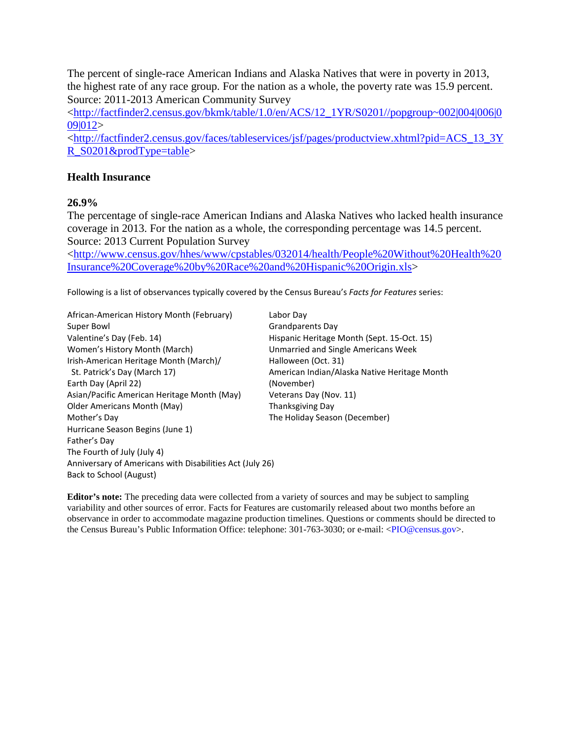The percent of single-race American Indians and Alaska Natives that were in poverty in 2013, the highest rate of any race group. For the nation as a whole, the poverty rate was 15.9 percent.
Source: 2011-2013 American Community Survey
<http://factfinder2.census.gov/bkmk/table/1.0/en/ACS/12_1YR/S0201//popgroup~002|004|006|009|012>
<http://factfinder2.census.gov/faces/tableservices/jsf/pages/productview.xhtml?pid=ACS_13_3YR_S0201&prodType=table>

## Health Insurance

**26.9%**
The percentage of single-race American Indians and Alaska Natives who lacked health insurance coverage in 2013. For the nation as a whole, the corresponding percentage was 14.5 percent.
Source: 2013 Current Population Survey
<http://www.census.gov/hhes/www/cpstables/032014/health/People%20Without%20Health%20Insurance%20Coverage%20by%20Race%20and%20Hispanic%20Origin.xls>

Following is a list of observances typically covered by the Census Bureau's *Facts for Features* series:

African-American History Month (February)
Super Bowl
Valentine's Day (Feb. 14)
Women's History Month (March)
Irish-American Heritage Month (March)/
St. Patrick's Day (March 17)
Earth Day (April 22)
Asian/Pacific American Heritage Month (May)
Older Americans Month (May)
Mother's Day
Hurricane Season Begins (June 1)
Father's Day
The Fourth of July (July 4)
Anniversary of Americans with Disabilities Act (July 26)
Back to School (August)
Labor Day
Grandparents Day
Hispanic Heritage Month (Sept. 15-Oct. 15)
Unmarried and Single Americans Week
Halloween (Oct. 31)
American Indian/Alaska Native Heritage Month (November)
Veterans Day (Nov. 11)
Thanksgiving Day
The Holiday Season (December)

**Editor's note:** The preceding data were collected from a variety of sources and may be subject to sampling variability and other sources of error. Facts for Features are customarily released about two months before an observance in order to accommodate magazine production timelines. Questions or comments should be directed to the Census Bureau's Public Information Office: telephone: 301-763-3030; or e-mail: <PIO@census.gov>.